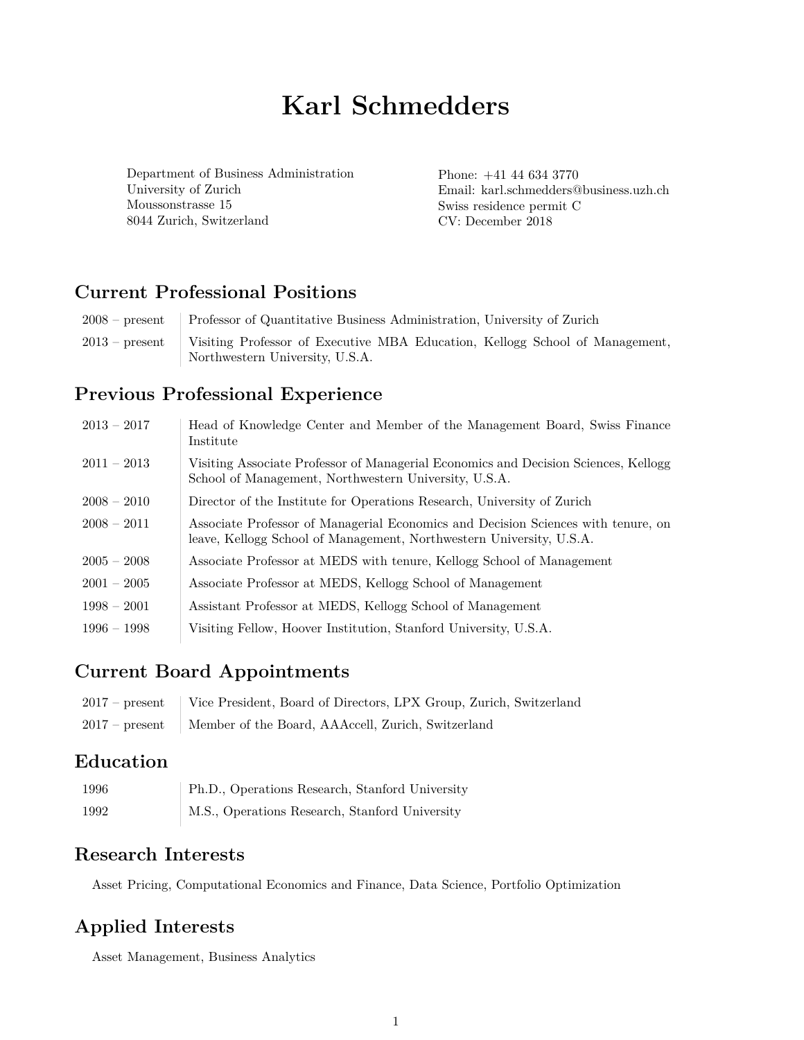# Karl Schmedders

Department of Business Administration
University of Zurich
Moussonstrasse 15
8044 Zurich, Switzerland

Phone: +41 44 634 3770
Email: karl.schmedders@business.uzh.ch
Swiss residence permit C
CV: December 2018

## Current Professional Positions

| | |
|---|---|
| 2008 – present | Professor of Quantitative Business Administration, University of Zurich |
| 2013 – present | Visiting Professor of Executive MBA Education, Kellogg School of Management, Northwestern University, U.S.A. |

## Previous Professional Experience

| | |
|---|---|
| 2013 – 2017 | Head of Knowledge Center and Member of the Management Board, Swiss Finance Institute |
| 2011 – 2013 | Visiting Associate Professor of Managerial Economics and Decision Sciences, Kellogg School of Management, Northwestern University, U.S.A. |
| 2008 – 2010 | Director of the Institute for Operations Research, University of Zurich |
| 2008 – 2011 | Associate Professor of Managerial Economics and Decision Sciences with tenure, on leave, Kellogg School of Management, Northwestern University, U.S.A. |
| 2005 – 2008 | Associate Professor at MEDS with tenure, Kellogg School of Management |
| 2001 – 2005 | Associate Professor at MEDS, Kellogg School of Management |
| 1998 – 2001 | Assistant Professor at MEDS, Kellogg School of Management |
| 1996 – 1998 | Visiting Fellow, Hoover Institution, Stanford University, U.S.A. |

## Current Board Appointments

| | |
|---|---|
| 2017 – present | Vice President, Board of Directors, LPX Group, Zurich, Switzerland |
| 2017 – present | Member of the Board, AAAccell, Zurich, Switzerland |

## Education

| | |
|---|---|
| 1996 | Ph.D., Operations Research, Stanford University |
| 1992 | M.S., Operations Research, Stanford University |

## Research Interests

Asset Pricing, Computational Economics and Finance, Data Science, Portfolio Optimization

## Applied Interests

Asset Management, Business Analytics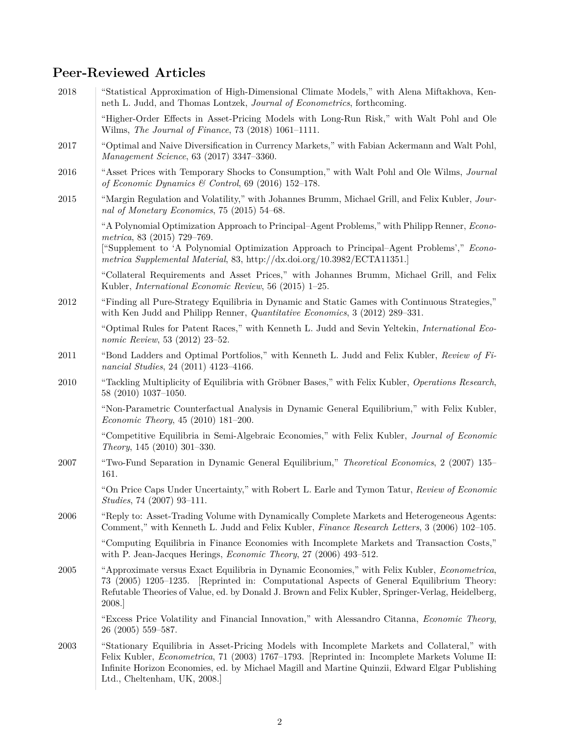## Peer-Reviewed Articles

**2018**

"Statistical Approximation of High-Dimensional Climate Models," with Alena Miftakhova, Kenneth L. Judd, and Thomas Lontzek, *Journal of Econometrics*, forthcoming.

"Higher-Order Effects in Asset-Pricing Models with Long-Run Risk," with Walt Pohl and Ole Wilms, *The Journal of Finance*, 73 (2018) 1061–1111.

**2017**

"Optimal and Naive Diversification in Currency Markets," with Fabian Ackermann and Walt Pohl, *Management Science*, 63 (2017) 3347–3360.

**2016**

"Asset Prices with Temporary Shocks to Consumption," with Walt Pohl and Ole Wilms, *Journal of Economic Dynamics & Control*, 69 (2016) 152–178.

**2015**

"Margin Regulation and Volatility," with Johannes Brumm, Michael Grill, and Felix Kubler, *Journal of Monetary Economics*, 75 (2015) 54–68.

"A Polynomial Optimization Approach to Principal–Agent Problems," with Philipp Renner, *Econometrica*, 83 (2015) 729–769.
["Supplement to 'A Polynomial Optimization Approach to Principal–Agent Problems'," *Econometrica Supplemental Material*, 83, http://dx.doi.org/10.3982/ECTA11351.]

"Collateral Requirements and Asset Prices," with Johannes Brumm, Michael Grill, and Felix Kubler, *International Economic Review*, 56 (2015) 1–25.

**2012**

"Finding all Pure-Strategy Equilibria in Dynamic and Static Games with Continuous Strategies," with Ken Judd and Philipp Renner, *Quantitative Economics*, 3 (2012) 289–331.

"Optimal Rules for Patent Races," with Kenneth L. Judd and Sevin Yeltekin, *International Economic Review*, 53 (2012) 23–52.

**2011**

"Bond Ladders and Optimal Portfolios," with Kenneth L. Judd and Felix Kubler, *Review of Financial Studies*, 24 (2011) 4123–4166.

**2010**

"Tackling Multiplicity of Equilibria with Gröbner Bases," with Felix Kubler, *Operations Research*, 58 (2010) 1037–1050.

"Non-Parametric Counterfactual Analysis in Dynamic General Equilibrium," with Felix Kubler, *Economic Theory*, 45 (2010) 181–200.

"Competitive Equilibria in Semi-Algebraic Economies," with Felix Kubler, *Journal of Economic Theory*, 145 (2010) 301–330.

**2007**

"Two-Fund Separation in Dynamic General Equilibrium," *Theoretical Economics*, 2 (2007) 135–161.

"On Price Caps Under Uncertainty," with Robert L. Earle and Tymon Tatur, *Review of Economic Studies*, 74 (2007) 93–111.

**2006**

"Reply to: Asset-Trading Volume with Dynamically Complete Markets and Heterogeneous Agents: Comment," with Kenneth L. Judd and Felix Kubler, *Finance Research Letters*, 3 (2006) 102–105.

"Computing Equilibria in Finance Economies with Incomplete Markets and Transaction Costs," with P. Jean-Jacques Herings, *Economic Theory*, 27 (2006) 493–512.

**2005**

"Approximate versus Exact Equilibria in Dynamic Economies," with Felix Kubler, *Econometrica*, 73 (2005) 1205–1235. [Reprinted in: Computational Aspects of General Equilibrium Theory: Refutable Theories of Value, ed. by Donald J. Brown and Felix Kubler, Springer-Verlag, Heidelberg, 2008.]

"Excess Price Volatility and Financial Innovation," with Alessandro Citanna, *Economic Theory*, 26 (2005) 559–587.

**2003**

"Stationary Equilibria in Asset-Pricing Models with Incomplete Markets and Collateral," with Felix Kubler, *Econometrica*, 71 (2003) 1767–1793. [Reprinted in: Incomplete Markets Volume II: Infinite Horizon Economies, ed. by Michael Magill and Martine Quinzii, Edward Elgar Publishing Ltd., Cheltenham, UK, 2008.]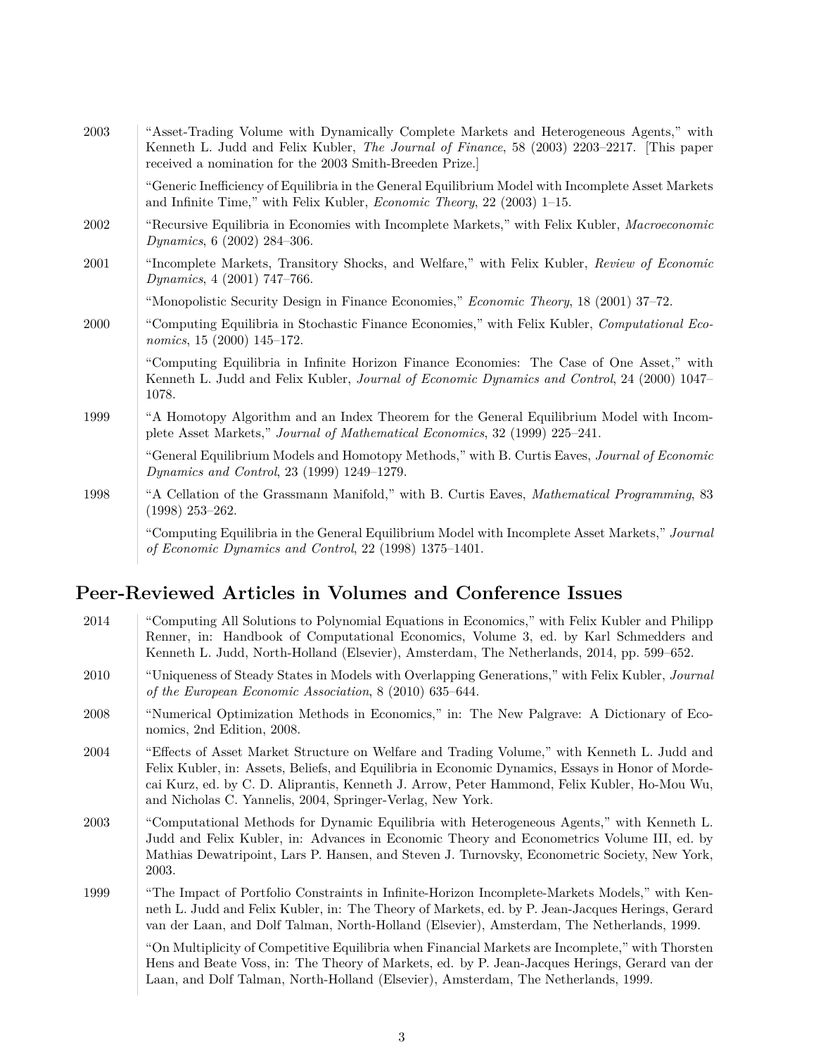2003 "Asset-Trading Volume with Dynamically Complete Markets and Heterogeneous Agents," with Kenneth L. Judd and Felix Kubler, *The Journal of Finance*, 58 (2003) 2203–2217. [This paper received a nomination for the 2003 Smith-Breeden Prize.]

"Generic Inefficiency of Equilibria in the General Equilibrium Model with Incomplete Asset Markets and Infinite Time," with Felix Kubler, *Economic Theory*, 22 (2003) 1–15.

2002 "Recursive Equilibria in Economies with Incomplete Markets," with Felix Kubler, *Macroeconomic Dynamics*, 6 (2002) 284–306.

2001 "Incomplete Markets, Transitory Shocks, and Welfare," with Felix Kubler, *Review of Economic Dynamics*, 4 (2001) 747–766.

"Monopolistic Security Design in Finance Economies," *Economic Theory*, 18 (2001) 37–72.

2000 "Computing Equilibria in Stochastic Finance Economies," with Felix Kubler, *Computational Economics*, 15 (2000) 145–172.

"Computing Equilibria in Infinite Horizon Finance Economies: The Case of One Asset," with Kenneth L. Judd and Felix Kubler, *Journal of Economic Dynamics and Control*, 24 (2000) 1047–1078.

1999 "A Homotopy Algorithm and an Index Theorem for the General Equilibrium Model with Incomplete Asset Markets," *Journal of Mathematical Economics*, 32 (1999) 225–241.

"General Equilibrium Models and Homotopy Methods," with B. Curtis Eaves, *Journal of Economic Dynamics and Control*, 23 (1999) 1249–1279.

1998 "A Cellation of the Grassmann Manifold," with B. Curtis Eaves, *Mathematical Programming*, 83 (1998) 253–262.

"Computing Equilibria in the General Equilibrium Model with Incomplete Asset Markets," *Journal of Economic Dynamics and Control*, 22 (1998) 1375–1401.

## Peer-Reviewed Articles in Volumes and Conference Issues

2014 "Computing All Solutions to Polynomial Equations in Economics," with Felix Kubler and Philipp Renner, in: Handbook of Computational Economics, Volume 3, ed. by Karl Schmedders and Kenneth L. Judd, North-Holland (Elsevier), Amsterdam, The Netherlands, 2014, pp. 599–652.

2010 "Uniqueness of Steady States in Models with Overlapping Generations," with Felix Kubler, *Journal of the European Economic Association*, 8 (2010) 635–644.

2008 "Numerical Optimization Methods in Economics," in: The New Palgrave: A Dictionary of Economics, 2nd Edition, 2008.

2004 "Effects of Asset Market Structure on Welfare and Trading Volume," with Kenneth L. Judd and Felix Kubler, in: Assets, Beliefs, and Equilibria in Economic Dynamics, Essays in Honor of Mordecai Kurz, ed. by C. D. Aliprantis, Kenneth J. Arrow, Peter Hammond, Felix Kubler, Ho-Mou Wu, and Nicholas C. Yannelis, 2004, Springer-Verlag, New York.

2003 "Computational Methods for Dynamic Equilibria with Heterogeneous Agents," with Kenneth L. Judd and Felix Kubler, in: Advances in Economic Theory and Econometrics Volume III, ed. by Mathias Dewatripoint, Lars P. Hansen, and Steven J. Turnovsky, Econometric Society, New York, 2003.

1999 "The Impact of Portfolio Constraints in Infinite-Horizon Incomplete-Markets Models," with Kenneth L. Judd and Felix Kubler, in: The Theory of Markets, ed. by P. Jean-Jacques Herings, Gerard van der Laan, and Dolf Talman, North-Holland (Elsevier), Amsterdam, The Netherlands, 1999.

"On Multiplicity of Competitive Equilibria when Financial Markets are Incomplete," with Thorsten Hens and Beate Voss, in: The Theory of Markets, ed. by P. Jean-Jacques Herings, Gerard van der Laan, and Dolf Talman, North-Holland (Elsevier), Amsterdam, The Netherlands, 1999.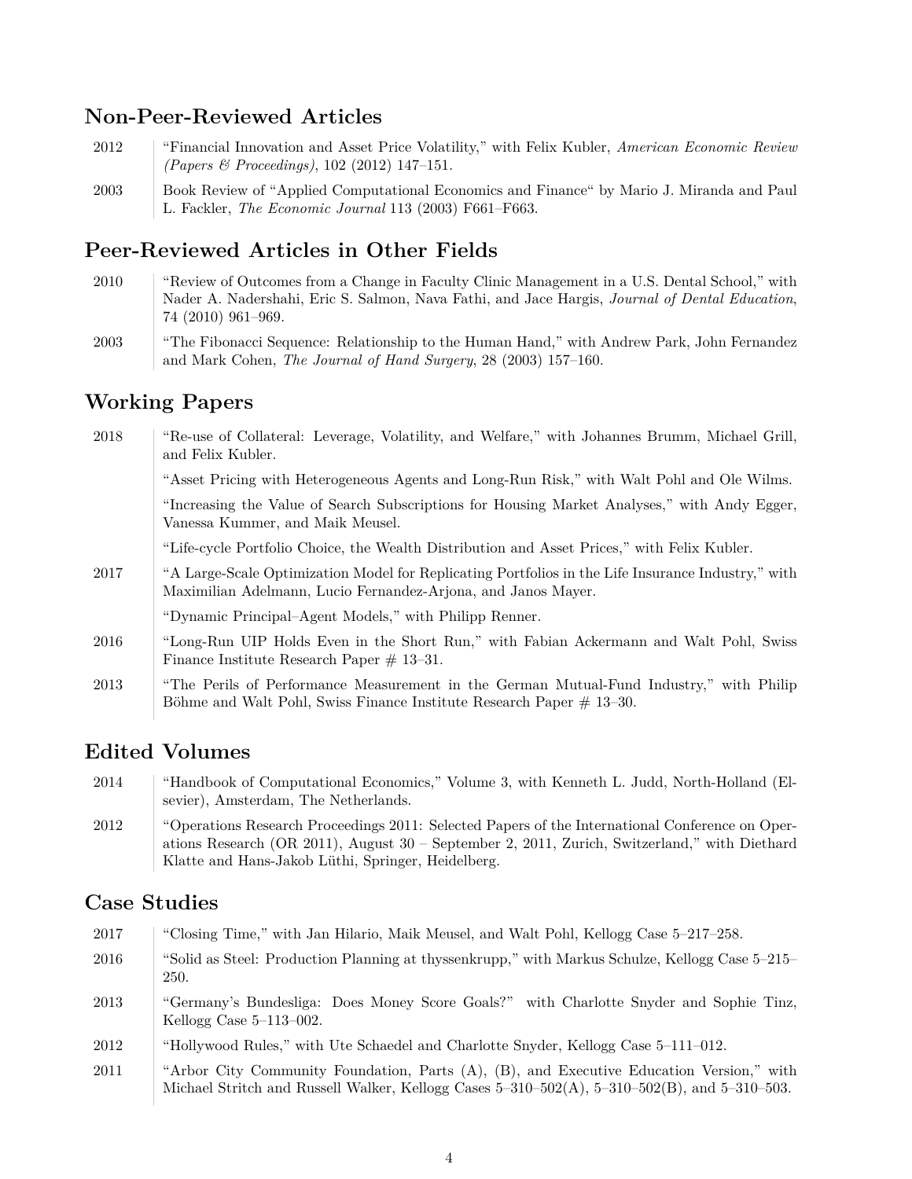## Non-Peer-Reviewed Articles

2012 — "Financial Innovation and Asset Price Volatility," with Felix Kubler, *American Economic Review (Papers & Proceedings)*, 102 (2012) 147–151.

2003 — Book Review of "Applied Computational Economics and Finance" by Mario J. Miranda and Paul L. Fackler, *The Economic Journal* 113 (2003) F661–F663.

## Peer-Reviewed Articles in Other Fields

2010 — "Review of Outcomes from a Change in Faculty Clinic Management in a U.S. Dental School," with Nader A. Nadershahi, Eric S. Salmon, Nava Fathi, and Jace Hargis, *Journal of Dental Education*, 74 (2010) 961–969.

2003 — "The Fibonacci Sequence: Relationship to the Human Hand," with Andrew Park, John Fernandez and Mark Cohen, *The Journal of Hand Surgery*, 28 (2003) 157–160.

## Working Papers

2018 — "Re-use of Collateral: Leverage, Volatility, and Welfare," with Johannes Brumm, Michael Grill, and Felix Kubler.

"Asset Pricing with Heterogeneous Agents and Long-Run Risk," with Walt Pohl and Ole Wilms.

"Increasing the Value of Search Subscriptions for Housing Market Analyses," with Andy Egger, Vanessa Kummer, and Maik Meusel.

"Life-cycle Portfolio Choice, the Wealth Distribution and Asset Prices," with Felix Kubler.

2017 — "A Large-Scale Optimization Model for Replicating Portfolios in the Life Insurance Industry," with Maximilian Adelmann, Lucio Fernandez-Arjona, and Janos Mayer.

"Dynamic Principal–Agent Models," with Philipp Renner.

2016 — "Long-Run UIP Holds Even in the Short Run," with Fabian Ackermann and Walt Pohl, Swiss Finance Institute Research Paper # 13–31.

2013 — "The Perils of Performance Measurement in the German Mutual-Fund Industry," with Philip Böhme and Walt Pohl, Swiss Finance Institute Research Paper # 13–30.

## Edited Volumes

2014 — "Handbook of Computational Economics," Volume 3, with Kenneth L. Judd, North-Holland (Elsevier), Amsterdam, The Netherlands.

2012 — "Operations Research Proceedings 2011: Selected Papers of the International Conference on Operations Research (OR 2011), August 30 – September 2, 2011, Zurich, Switzerland," with Diethard Klatte and Hans-Jakob Lüthi, Springer, Heidelberg.

## Case Studies

2017 — "Closing Time," with Jan Hilario, Maik Meusel, and Walt Pohl, Kellogg Case 5–217–258.

2016 — "Solid as Steel: Production Planning at thyssenkrupp," with Markus Schulze, Kellogg Case 5–215–250.

2013 — "Germany's Bundesliga: Does Money Score Goals?" with Charlotte Snyder and Sophie Tinz, Kellogg Case 5–113–002.

2012 — "Hollywood Rules," with Ute Schaedel and Charlotte Snyder, Kellogg Case 5–111–012.

2011 — "Arbor City Community Foundation, Parts (A), (B), and Executive Education Version," with Michael Stritch and Russell Walker, Kellogg Cases 5–310–502(A), 5–310–502(B), and 5–310–503.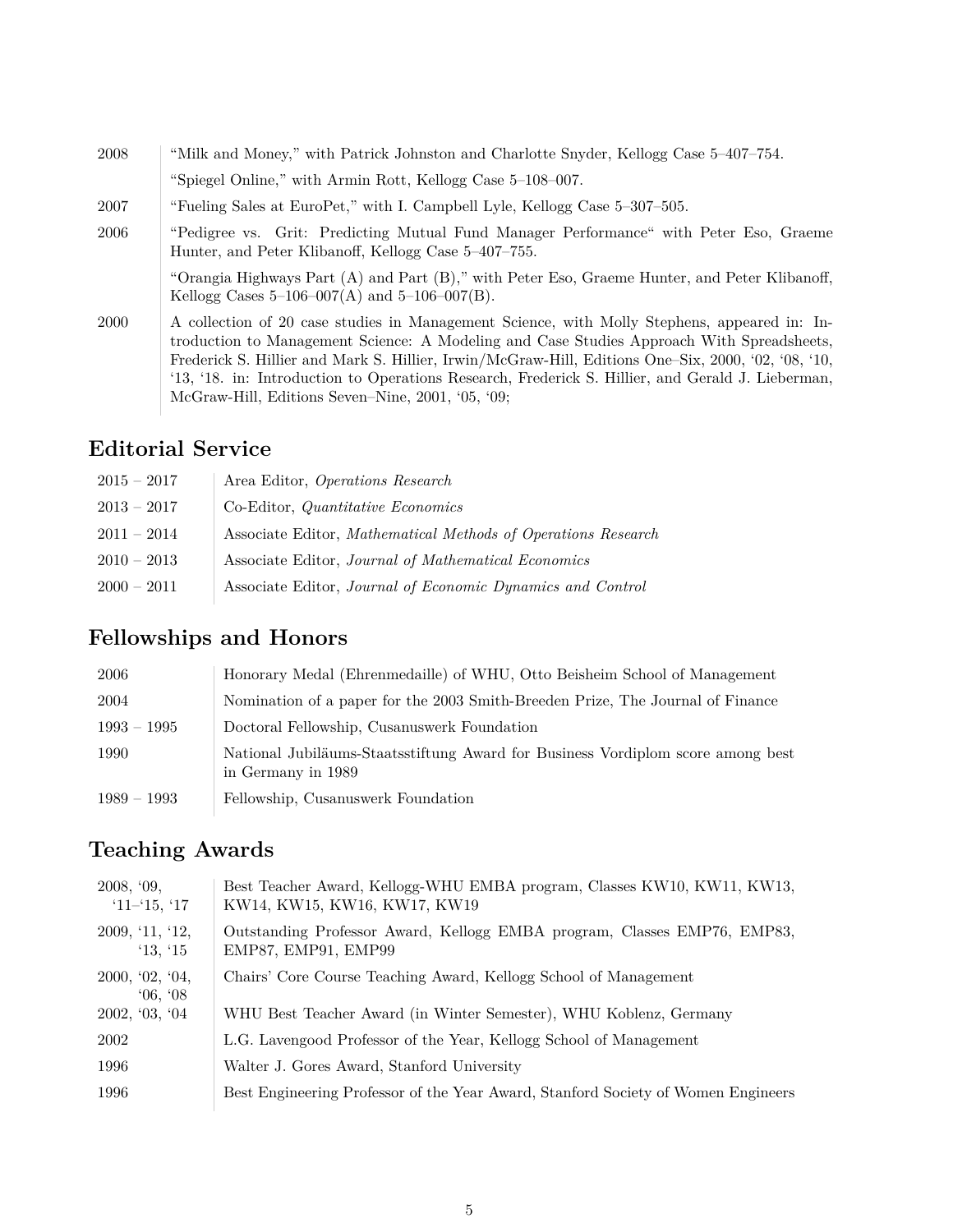| | |
|---|---|
| 2008 | "Milk and Money," with Patrick Johnston and Charlotte Snyder, Kellogg Case 5–407–754. |
| | "Spiegel Online," with Armin Rott, Kellogg Case 5–108–007. |
| 2007 | "Fueling Sales at EuroPet," with I. Campbell Lyle, Kellogg Case 5–307–505. |
| 2006 | "Pedigree vs. Grit: Predicting Mutual Fund Manager Performance" with Peter Eso, Graeme Hunter, and Peter Klibanoff, Kellogg Case 5–407–755. |
| | "Orangia Highways Part (A) and Part (B)," with Peter Eso, Graeme Hunter, and Peter Klibanoff, Kellogg Cases 5–106–007(A) and 5–106–007(B). |
| 2000 | A collection of 20 case studies in Management Science, with Molly Stephens, appeared in: Introduction to Management Science: A Modeling and Case Studies Approach With Spreadsheets, Frederick S. Hillier and Mark S. Hillier, Irwin/McGraw-Hill, Editions One–Six, 2000, '02, '08, '10, '13, '18. in: Introduction to Operations Research, Frederick S. Hillier, and Gerald J. Lieberman, McGraw-Hill, Editions Seven–Nine, 2001, '05, '09; |

## Editorial Service

| | |
|---|---|
| 2015 – 2017 | Area Editor, *Operations Research* |
| 2013 – 2017 | Co-Editor, *Quantitative Economics* |
| 2011 – 2014 | Associate Editor, *Mathematical Methods of Operations Research* |
| 2010 – 2013 | Associate Editor, *Journal of Mathematical Economics* |
| 2000 – 2011 | Associate Editor, *Journal of Economic Dynamics and Control* |

## Fellowships and Honors

| | |
|---|---|
| 2006 | Honorary Medal (Ehrenmedaille) of WHU, Otto Beisheim School of Management |
| 2004 | Nomination of a paper for the 2003 Smith-Breeden Prize, The Journal of Finance |
| 1993 – 1995 | Doctoral Fellowship, Cusanuswerk Foundation |
| 1990 | National Jubiläums-Staatsstiftung Award for Business Vordiplom score among best in Germany in 1989 |
| 1989 – 1993 | Fellowship, Cusanuswerk Foundation |

## Teaching Awards

| | |
|---|---|
| 2008, '09, '11–'15, '17 | Best Teacher Award, Kellogg-WHU EMBA program, Classes KW10, KW11, KW13, KW14, KW15, KW16, KW17, KW19 |
| 2009, '11, '12, '13, '15 | Outstanding Professor Award, Kellogg EMBA program, Classes EMP76, EMP83, EMP87, EMP91, EMP99 |
| 2000, '02, '04, '06, '08 | Chairs' Core Course Teaching Award, Kellogg School of Management |
| 2002, '03, '04 | WHU Best Teacher Award (in Winter Semester), WHU Koblenz, Germany |
| 2002 | L.G. Lavengood Professor of the Year, Kellogg School of Management |
| 1996 | Walter J. Gores Award, Stanford University |
| 1996 | Best Engineering Professor of the Year Award, Stanford Society of Women Engineers |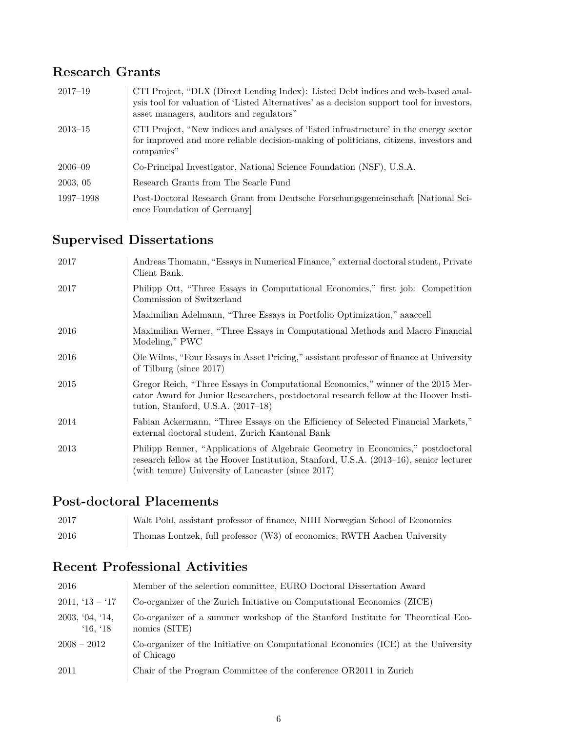## Research Grants

| | |
|---|---|
| 2017–19 | CTI Project, "DLX (Direct Lending Index): Listed Debt indices and web-based analysis tool for valuation of 'Listed Alternatives' as a decision support tool for investors, asset managers, auditors and regulators" |
| 2013–15 | CTI Project, "New indices and analyses of 'listed infrastructure' in the energy sector for improved and more reliable decision-making of politicians, citizens, investors and companies" |
| 2006–09 | Co-Principal Investigator, National Science Foundation (NSF), U.S.A. |
| 2003, 05 | Research Grants from The Searle Fund |
| 1997–1998 | Post-Doctoral Research Grant from Deutsche Forschungsgemeinschaft [National Science Foundation of Germany] |

## Supervised Dissertations

| | |
|---|---|
| 2017 | Andreas Thomann, "Essays in Numerical Finance," external doctoral student, Private Client Bank. |
| 2017 | Philipp Ott, "Three Essays in Computational Economics," first job: Competition Commission of Switzerland |
| | Maximilian Adelmann, "Three Essays in Portfolio Optimization," aaaccell |
| 2016 | Maximilian Werner, "Three Essays in Computational Methods and Macro Financial Modeling," PWC |
| 2016 | Ole Wilms, "Four Essays in Asset Pricing," assistant professor of finance at University of Tilburg (since 2017) |
| 2015 | Gregor Reich, "Three Essays in Computational Economics," winner of the 2015 Mercator Award for Junior Researchers, postdoctoral research fellow at the Hoover Institution, Stanford, U.S.A. (2017–18) |
| 2014 | Fabian Ackermann, "Three Essays on the Efficiency of Selected Financial Markets," external doctoral student, Zurich Kantonal Bank |
| 2013 | Philipp Renner, "Applications of Algebraic Geometry in Economics," postdoctoral research fellow at the Hoover Institution, Stanford, U.S.A. (2013–16), senior lecturer (with tenure) University of Lancaster (since 2017) |

## Post-doctoral Placements

| | |
|---|---|
| 2017 | Walt Pohl, assistant professor of finance, NHH Norwegian School of Economics |
| 2016 | Thomas Lontzek, full professor (W3) of economics, RWTH Aachen University |

## Recent Professional Activities

| | |
|---|---|
| 2016 | Member of the selection committee, EURO Doctoral Dissertation Award |
| 2011, '13 – '17 | Co-organizer of the Zurich Initiative on Computational Economics (ZICE) |
| 2003, '04, '14, '16, '18 | Co-organizer of a summer workshop of the Stanford Institute for Theoretical Economics (SITE) |
| 2008 – 2012 | Co-organizer of the Initiative on Computational Economics (ICE) at the University of Chicago |
| 2011 | Chair of the Program Committee of the conference OR2011 in Zurich |